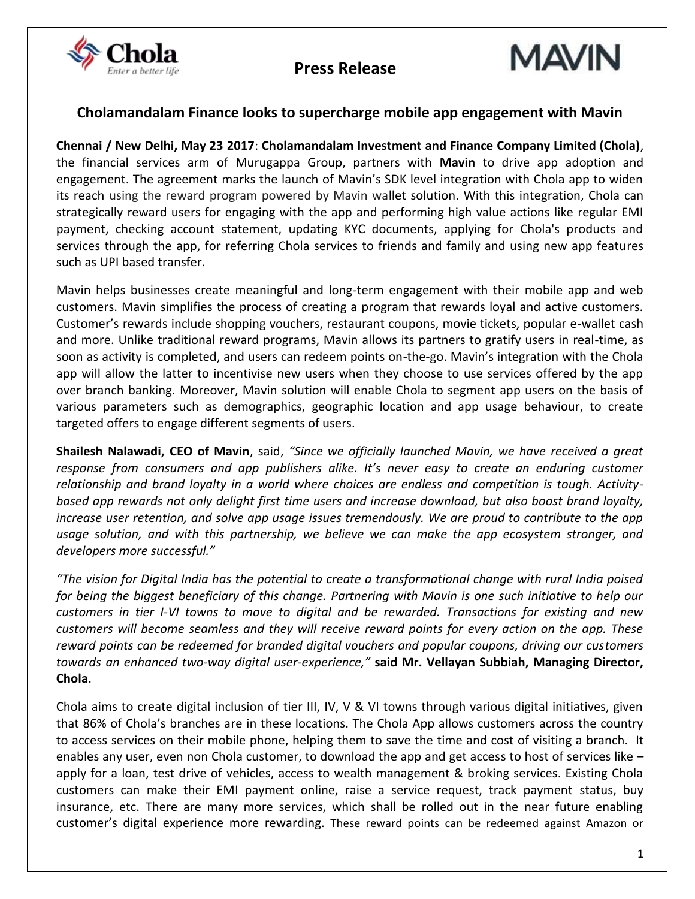# Press Release

## Cholamandalam Finance looks to supercharge mobile app engagement with Mavin

**Chennai / New Delhi, May 23 2017**: **Cholamandalam Investment and Finance Company Limited (Chola)**, the financial services arm of Murugappa Group, partners with **Mavin** to drive app adoption and engagement. The agreement marks the launch of Mavin's SDK level integration with Chola app to widen its reach using the reward program powered by Mavin wallet solution. With this integration, Chola can strategically reward users for engaging with the app and performing high value actions like regular EMI payment, checking account statement, updating KYC documents, applying for Chola's products and services through the app, for referring Chola services to friends and family and using new app features such as UPI based transfer.

Mavin helps businesses create meaningful and long-term engagement with their mobile app and web customers. Mavin simplifies the process of creating a program that rewards loyal and active customers. Customer's rewards include shopping vouchers, restaurant coupons, movie tickets, popular e-wallet cash and more. Unlike traditional reward programs, Mavin allows its partners to gratify users in real-time, as soon as activity is completed, and users can redeem points on-the-go. Mavin's integration with the Chola app will allow the latter to incentivise new users when they choose to use services offered by the app over branch banking. Moreover, Mavin solution will enable Chola to segment app users on the basis of various parameters such as demographics, geographic location and app usage behaviour, to create targeted offers to engage different segments of users.

**Shailesh Nalawadi, CEO of Mavin**, said, *"Since we officially launched Mavin, we have received a great response from consumers and app publishers alike. It's never easy to create an enduring customer relationship and brand loyalty in a world where choices are endless and competition is tough. Activity-based app rewards not only delight first time users and increase download, but also boost brand loyalty, increase user retention, and solve app usage issues tremendously. We are proud to contribute to the app usage solution, and with this partnership, we believe we can make the app ecosystem stronger, and developers more successful."*

*"The vision for Digital India has the potential to create a transformational change with rural India poised for being the biggest beneficiary of this change. Partnering with Mavin is one such initiative to help our customers in tier I-VI towns to move to digital and be rewarded. Transactions for existing and new customers will become seamless and they will receive reward points for every action on the app. These reward points can be redeemed for branded digital vouchers and popular coupons, driving our customers towards an enhanced two-way digital user-experience,"* **said Mr. Vellayan Subbiah, Managing Director, Chola**.

Chola aims to create digital inclusion of tier III, IV, V & VI towns through various digital initiatives, given that 86% of Chola's branches are in these locations. The Chola App allows customers across the country to access services on their mobile phone, helping them to save the time and cost of visiting a branch. It enables any user, even non Chola customer, to download the app and get access to host of services like – apply for a loan, test drive of vehicles, access to wealth management & broking services. Existing Chola customers can make their EMI payment online, raise a service request, track payment status, buy insurance, etc. There are many more services, which shall be rolled out in the near future enabling customer's digital experience more rewarding. These reward points can be redeemed against Amazon or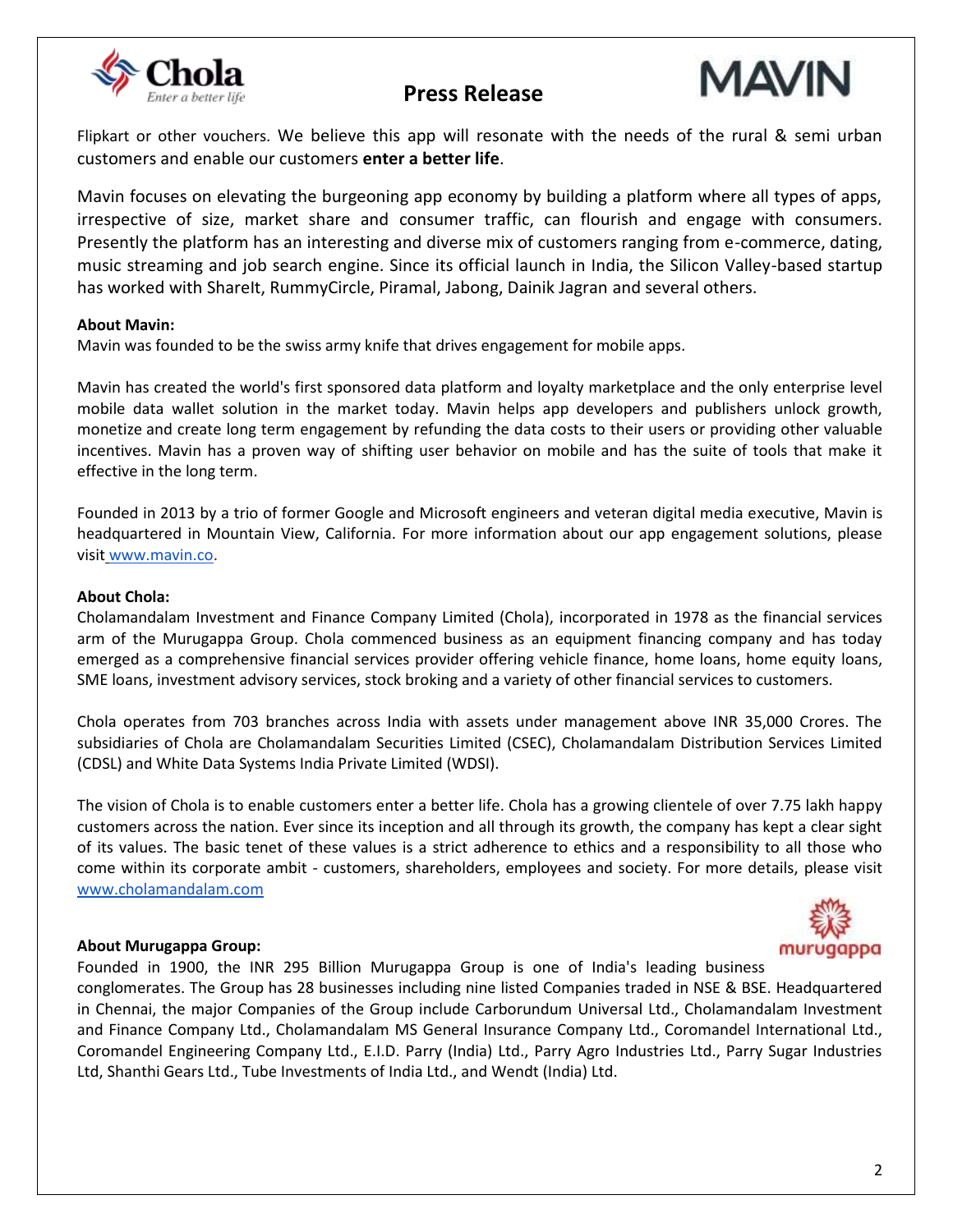Flipkart or other vouchers. We believe this app will resonate with the needs of the rural & semi urban customers and enable our customers **enter a better life**.

Mavin focuses on elevating the burgeoning app economy by building a platform where all types of apps, irrespective of size, market share and consumer traffic, can flourish and engage with consumers. Presently the platform has an interesting and diverse mix of customers ranging from e-commerce, dating, music streaming and job search engine. Since its official launch in India, the Silicon Valley-based startup has worked with ShareIt, RummyCircle, Piramal, Jabong, Dainik Jagran and several others.

**About Mavin:**

Mavin was founded to be the swiss army knife that drives engagement for mobile apps.

Mavin has created the world's first sponsored data platform and loyalty marketplace and the only enterprise level mobile data wallet solution in the market today. Mavin helps app developers and publishers unlock growth, monetize and create long term engagement by refunding the data costs to their users or providing other valuable incentives. Mavin has a proven way of shifting user behavior on mobile and has the suite of tools that make it effective in the long term.

Founded in 2013 by a trio of former Google and Microsoft engineers and veteran digital media executive, Mavin is headquartered in Mountain View, California. For more information about our app engagement solutions, please visit www.mavin.co.

**About Chola:**

Cholamandalam Investment and Finance Company Limited (Chola), incorporated in 1978 as the financial services arm of the Murugappa Group. Chola commenced business as an equipment financing company and has today emerged as a comprehensive financial services provider offering vehicle finance, home loans, home equity loans, SME loans, investment advisory services, stock broking and a variety of other financial services to customers.

Chola operates from 703 branches across India with assets under management above INR 35,000 Crores. The subsidiaries of Chola are Cholamandalam Securities Limited (CSEC), Cholamandalam Distribution Services Limited (CDSL) and White Data Systems India Private Limited (WDSI).

The vision of Chola is to enable customers enter a better life. Chola has a growing clientele of over 7.75 lakh happy customers across the nation. Ever since its inception and all through its growth, the company has kept a clear sight of its values. The basic tenet of these values is a strict adherence to ethics and a responsibility to all those who come within its corporate ambit - customers, shareholders, employees and society. For more details, please visit www.cholamandalam.com

**About Murugappa Group:**

Founded in 1900, the INR 295 Billion Murugappa Group is one of India's leading business conglomerates. The Group has 28 businesses including nine listed Companies traded in NSE & BSE. Headquartered in Chennai, the major Companies of the Group include Carborundum Universal Ltd., Cholamandalam Investment and Finance Company Ltd., Cholamandalam MS General Insurance Company Ltd., Coromandel International Ltd., Coromandel Engineering Company Ltd., E.I.D. Parry (India) Ltd., Parry Agro Industries Ltd., Parry Sugar Industries Ltd, Shanthi Gears Ltd., Tube Investments of India Ltd., and Wendt (India) Ltd.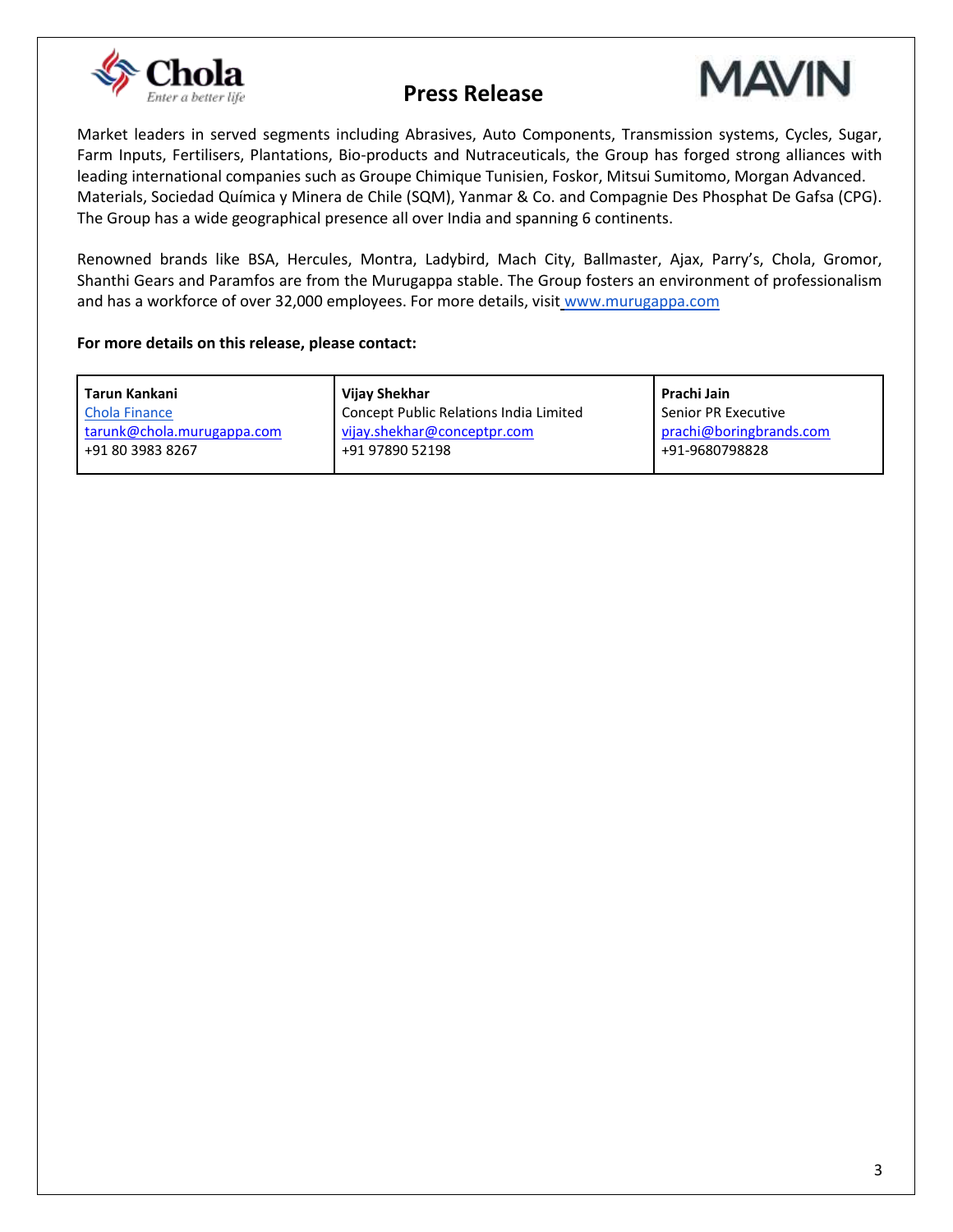# Press Release

Market leaders in served segments including Abrasives, Auto Components, Transmission systems, Cycles, Sugar, Farm Inputs, Fertilisers, Plantations, Bio-products and Nutraceuticals, the Group has forged strong alliances with leading international companies such as Groupe Chimique Tunisien, Foskor, Mitsui Sumitomo, Morgan Advanced. Materials, Sociedad Química y Minera de Chile (SQM), Yanmar & Co. and Compagnie Des Phosphat De Gafsa (CPG). The Group has a wide geographical presence all over India and spanning 6 continents.

Renowned brands like BSA, Hercules, Montra, Ladybird, Mach City, Ballmaster, Ajax, Parry's, Chola, Gromor, Shanthi Gears and Paramfos are from the Murugappa stable. The Group fosters an environment of professionalism and has a workforce of over 32,000 employees. For more details, visit www.murugappa.com

**For more details on this release, please contact:**

| | | |
|---|---|---|
| **Tarun Kankani**<br>Chola Finance<br>tarunk@chola.murugappa.com<br>+91 80 3983 8267 | **Vijay Shekhar**<br>Concept Public Relations India Limited<br>vijay.shekhar@conceptpr.com<br>+91 97890 52198 | **Prachi Jain**<br>Senior PR Executive<br>prachi@boringbrands.com<br>+91-9680798828 |